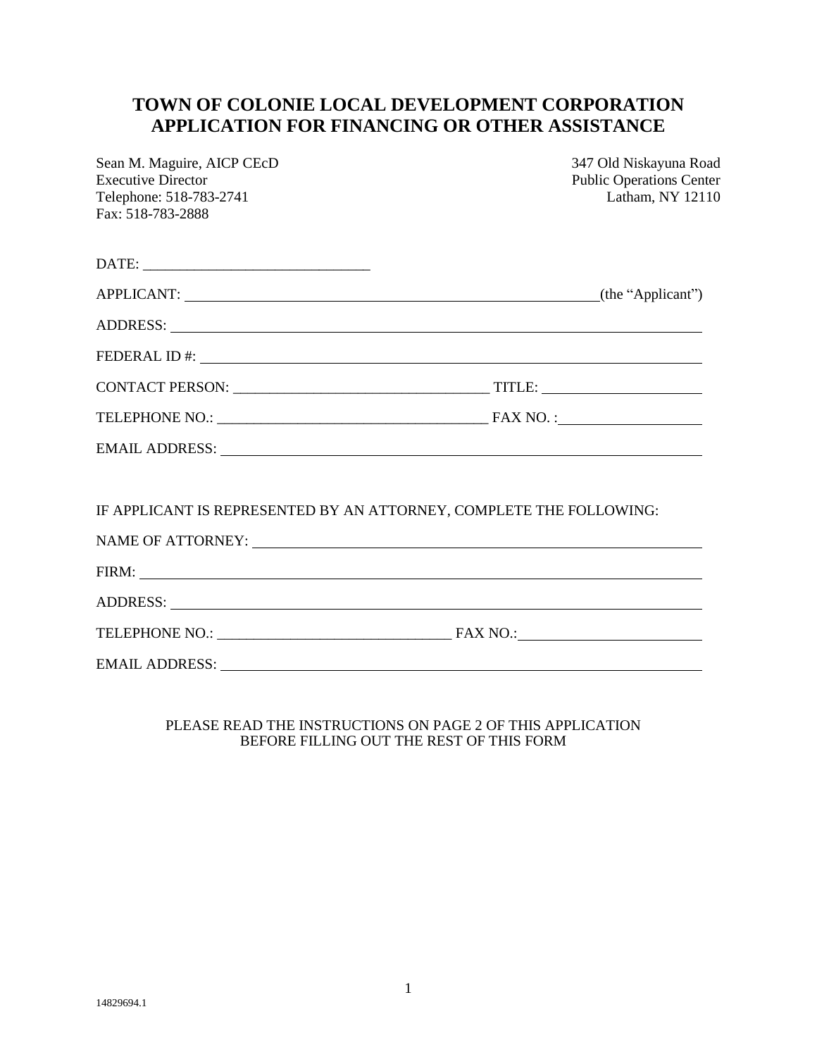# TOWN OF COLONIE LOCAL DEVELOPMENT CORPORATION
# APPLICATION FOR FINANCING OR OTHER ASSISTANCE

Sean M. Maguire, AICP CEcD
Executive Director
Telephone: 518-783-2741
Fax: 518-783-2888

347 Old Niskayuna Road
Public Operations Center
Latham, NY 12110

DATE: ______________________________

APPLICANT: ________________________________________________________ (the "Applicant")

ADDRESS: ______________________________________________________________________

FEDERAL ID #: __________________________________________________________________

CONTACT PERSON: __________________________________ TITLE: ____________________

TELEPHONE NO.: ____________________________________ FAX NO. : __________________

EMAIL ADDRESS: _________________________________________________________________

IF APPLICANT IS REPRESENTED BY AN ATTORNEY, COMPLETE THE FOLLOWING:

NAME OF ATTORNEY: ______________________________________________________________

FIRM: __________________________________________________________________________

ADDRESS: _______________________________________________________________________

TELEPHONE NO.: _______________________________ FAX NO.: ________________________

EMAIL ADDRESS: _________________________________________________________________

PLEASE READ THE INSTRUCTIONS ON PAGE 2 OF THIS APPLICATION
BEFORE FILLING OUT THE REST OF THIS FORM

14829694.1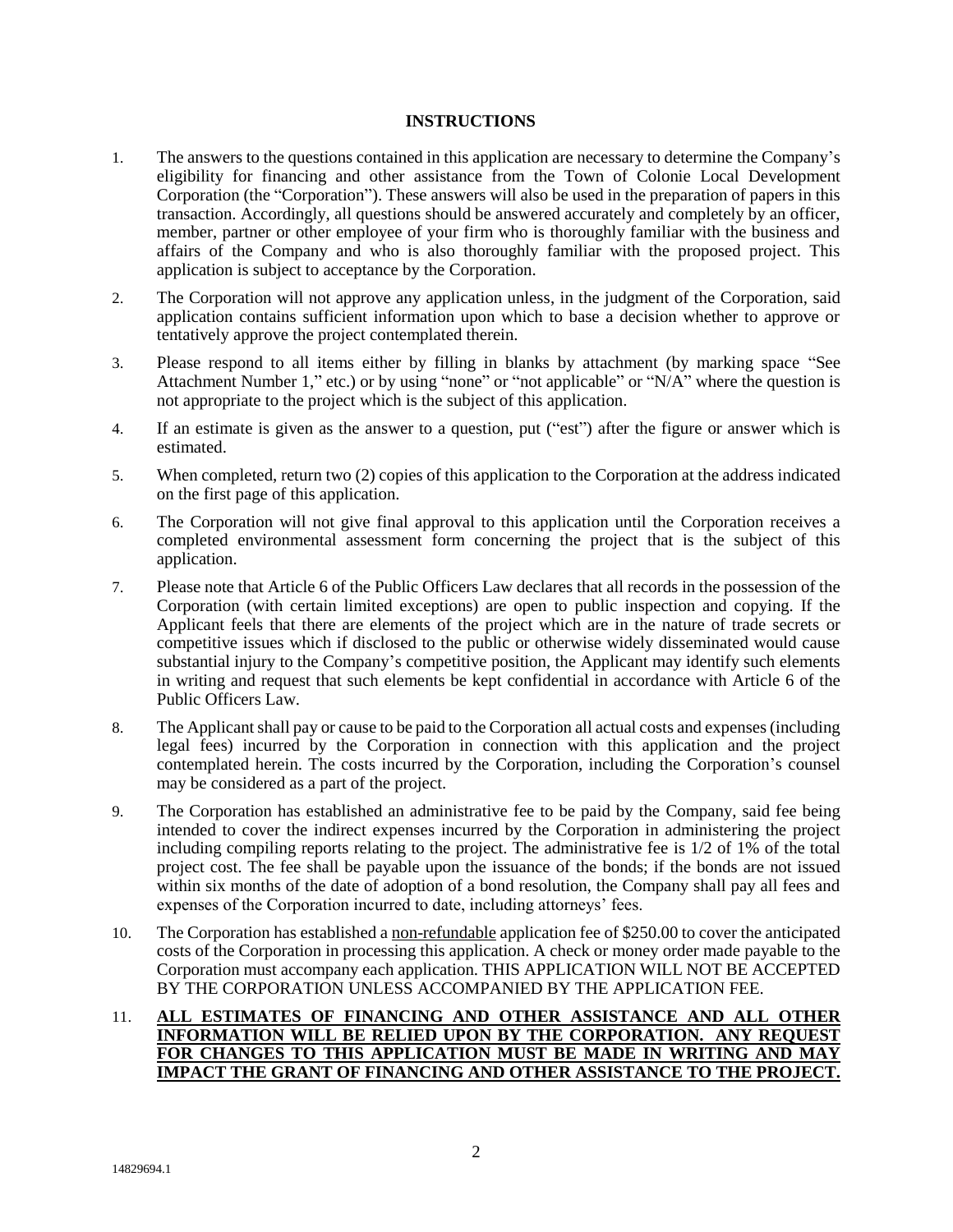## INSTRUCTIONS

1. The answers to the questions contained in this application are necessary to determine the Company's eligibility for financing and other assistance from the Town of Colonie Local Development Corporation (the "Corporation"). These answers will also be used in the preparation of papers in this transaction. Accordingly, all questions should be answered accurately and completely by an officer, member, partner or other employee of your firm who is thoroughly familiar with the business and affairs of the Company and who is also thoroughly familiar with the proposed project. This application is subject to acceptance by the Corporation.

2. The Corporation will not approve any application unless, in the judgment of the Corporation, said application contains sufficient information upon which to base a decision whether to approve or tentatively approve the project contemplated therein.

3. Please respond to all items either by filling in blanks by attachment (by marking space "See Attachment Number 1," etc.) or by using "none" or "not applicable" or "N/A" where the question is not appropriate to the project which is the subject of this application.

4. If an estimate is given as the answer to a question, put ("est") after the figure or answer which is estimated.

5. When completed, return two (2) copies of this application to the Corporation at the address indicated on the first page of this application.

6. The Corporation will not give final approval to this application until the Corporation receives a completed environmental assessment form concerning the project that is the subject of this application.

7. Please note that Article 6 of the Public Officers Law declares that all records in the possession of the Corporation (with certain limited exceptions) are open to public inspection and copying. If the Applicant feels that there are elements of the project which are in the nature of trade secrets or competitive issues which if disclosed to the public or otherwise widely disseminated would cause substantial injury to the Company's competitive position, the Applicant may identify such elements in writing and request that such elements be kept confidential in accordance with Article 6 of the Public Officers Law.

8. The Applicant shall pay or cause to be paid to the Corporation all actual costs and expenses (including legal fees) incurred by the Corporation in connection with this application and the project contemplated herein. The costs incurred by the Corporation, including the Corporation's counsel may be considered as a part of the project.

9. The Corporation has established an administrative fee to be paid by the Company, said fee being intended to cover the indirect expenses incurred by the Corporation in administering the project including compiling reports relating to the project. The administrative fee is 1/2 of 1% of the total project cost. The fee shall be payable upon the issuance of the bonds; if the bonds are not issued within six months of the date of adoption of a bond resolution, the Company shall pay all fees and expenses of the Corporation incurred to date, including attorneys' fees.

10. The Corporation has established a non-refundable application fee of $250.00 to cover the anticipated costs of the Corporation in processing this application. A check or money order made payable to the Corporation must accompany each application. THIS APPLICATION WILL NOT BE ACCEPTED BY THE CORPORATION UNLESS ACCOMPANIED BY THE APPLICATION FEE.

11. **ALL ESTIMATES OF FINANCING AND OTHER ASSISTANCE AND ALL OTHER INFORMATION WILL BE RELIED UPON BY THE CORPORATION. ANY REQUEST FOR CHANGES TO THIS APPLICATION MUST BE MADE IN WRITING AND MAY IMPACT THE GRANT OF FINANCING AND OTHER ASSISTANCE TO THE PROJECT.**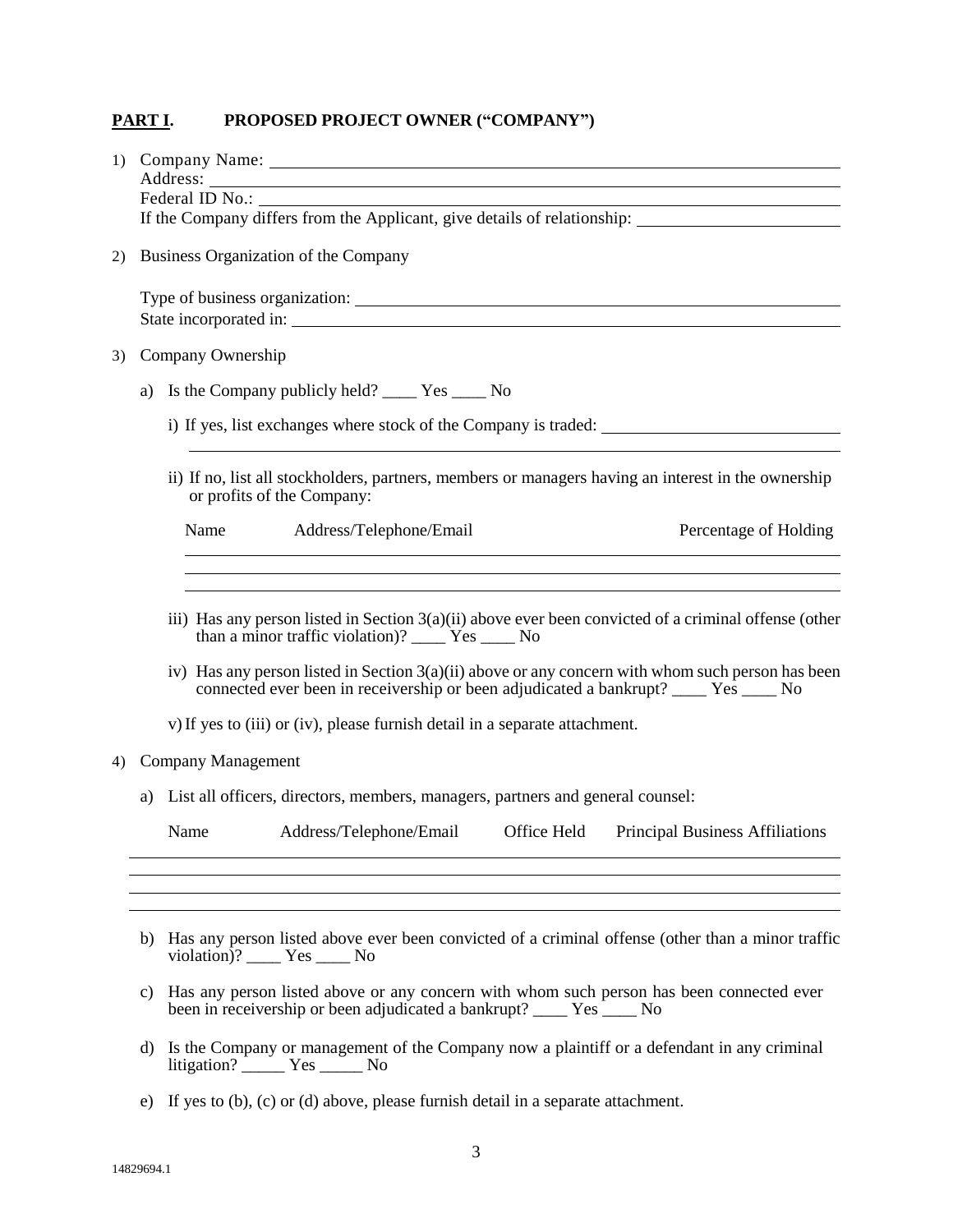## PART I. PROPOSED PROJECT OWNER ("COMPANY")

1) Company Name: ______________________________
   Address: ______________________________
   Federal ID No.: ______________________________
   If the Company differs from the Applicant, give details of relationship: ______________________________

2) Business Organization of the Company

   Type of business organization: ______________________________
   State incorporated in: ______________________________

3) Company Ownership

   a) Is the Company publicly held? ____ Yes ____ No

      i) If yes, list exchanges where stock of the Company is traded: ______________________________

      ii) If no, list all stockholders, partners, members or managers having an interest in the ownership or profits of the Company:

| Name | Address/Telephone/Email | Percentage of Holding |
| --- | --- | --- |
| | | |
| | | |
| | | |

      iii) Has any person listed in Section 3(a)(ii) above ever been convicted of a criminal offense (other than a minor traffic violation)? ____ Yes ____ No

      iv) Has any person listed in Section 3(a)(ii) above or any concern with whom such person has been connected ever been in receivership or been adjudicated a bankrupt? ____ Yes ____ No

      v) If yes to (iii) or (iv), please furnish detail in a separate attachment.

4) Company Management

   a) List all officers, directors, members, managers, partners and general counsel:

| Name | Address/Telephone/Email | Office Held | Principal Business Affiliations |
| --- | --- | --- | --- |
| | | | |
| | | | |
| | | | |
| | | | |

   b) Has any person listed above ever been convicted of a criminal offense (other than a minor traffic violation)? ____ Yes ____ No

   c) Has any person listed above or any concern with whom such person has been connected ever been in receivership or been adjudicated a bankrupt? ____ Yes ____ No

   d) Is the Company or management of the Company now a plaintiff or a defendant in any criminal litigation? _____ Yes _____ No

   e) If yes to (b), (c) or (d) above, please furnish detail in a separate attachment.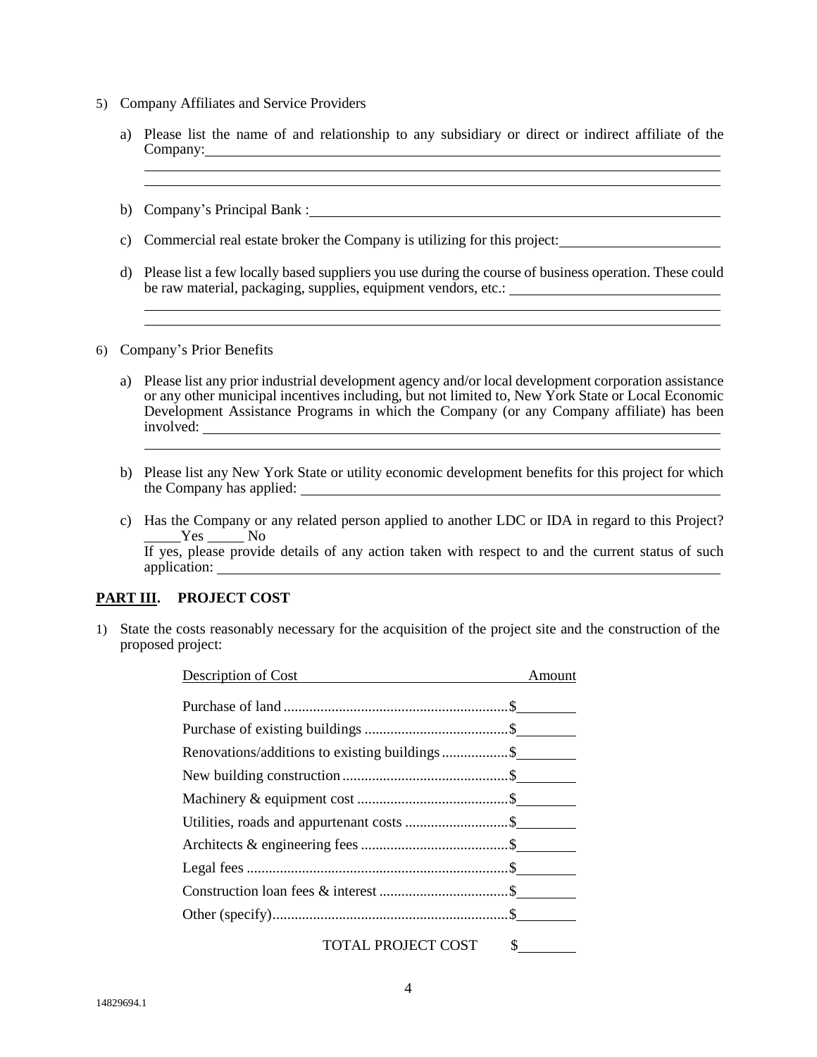5) Company Affiliates and Service Providers

   a) Please list the name of and relationship to any subsidiary or direct or indirect affiliate of the Company: \_\_\_\_\_\_\_\_\_\_\_\_\_\_\_\_\_\_\_\_\_\_\_\_\_\_\_\_\_\_\_\_\_\_\_\_\_\_\_\_\_\_\_\_\_\_\_\_\_\_\_\_\_\_\_\_\_\_\_\_\_\_\_\_\_\_\_\_\_\_\_\_\_\_\_\_\_\_

   b) Company's Principal Bank : \_\_\_\_\_\_\_\_\_\_\_\_\_\_\_\_\_\_\_\_\_\_\_\_\_\_\_\_\_\_\_\_\_\_\_\_\_\_\_\_

   c) Commercial real estate broker the Company is utilizing for this project: \_\_\_\_\_\_\_\_\_\_\_\_\_\_\_\_\_\_\_\_

   d) Please list a few locally based suppliers you use during the course of business operation. These could be raw material, packaging, supplies, equipment vendors, etc.: \_\_\_\_\_\_\_\_\_\_\_\_\_\_\_\_\_\_\_\_\_\_\_\_\_\_\_\_\_\_\_\_\_\_\_\_\_\_\_\_

6) Company's Prior Benefits

   a) Please list any prior industrial development agency and/or local development corporation assistance or any other municipal incentives including, but not limited to, New York State or Local Economic Development Assistance Programs in which the Company (or any Company affiliate) has been involved: \_\_\_\_\_\_\_\_\_\_\_\_\_\_\_\_\_\_\_\_\_\_\_\_\_\_\_\_\_\_\_\_\_\_\_\_\_\_\_\_

   b) Please list any New York State or utility economic development benefits for this project for which the Company has applied: \_\_\_\_\_\_\_\_\_\_\_\_\_\_\_\_\_\_\_\_\_\_\_\_\_\_\_\_\_\_\_\_\_\_\_\_\_\_\_\_

   c) Has the Company or any related person applied to another LDC or IDA in regard to this Project? \_\_\_\_\_Yes \_\_\_\_\_ No
      If yes, please provide details of any action taken with respect to and the current status of such application: \_\_\_\_\_\_\_\_\_\_\_\_\_\_\_\_\_\_\_\_\_\_\_\_\_\_\_\_\_\_\_\_\_\_\_\_\_\_\_\_

## PART III. PROJECT COST

1) State the costs reasonably necessary for the acquisition of the project site and the construction of the proposed project:

| Description of Cost | Amount |
|---|---|
| Purchase of land | $ |
| Purchase of existing buildings | $ |
| Renovations/additions to existing buildings | $ |
| New building construction | $ |
| Machinery & equipment cost | $ |
| Utilities, roads and appurtenant costs | $ |
| Architects & engineering fees | $ |
| Legal fees | $ |
| Construction loan fees & interest | $ |
| Other (specify) | $ |
| TOTAL PROJECT COST | $ |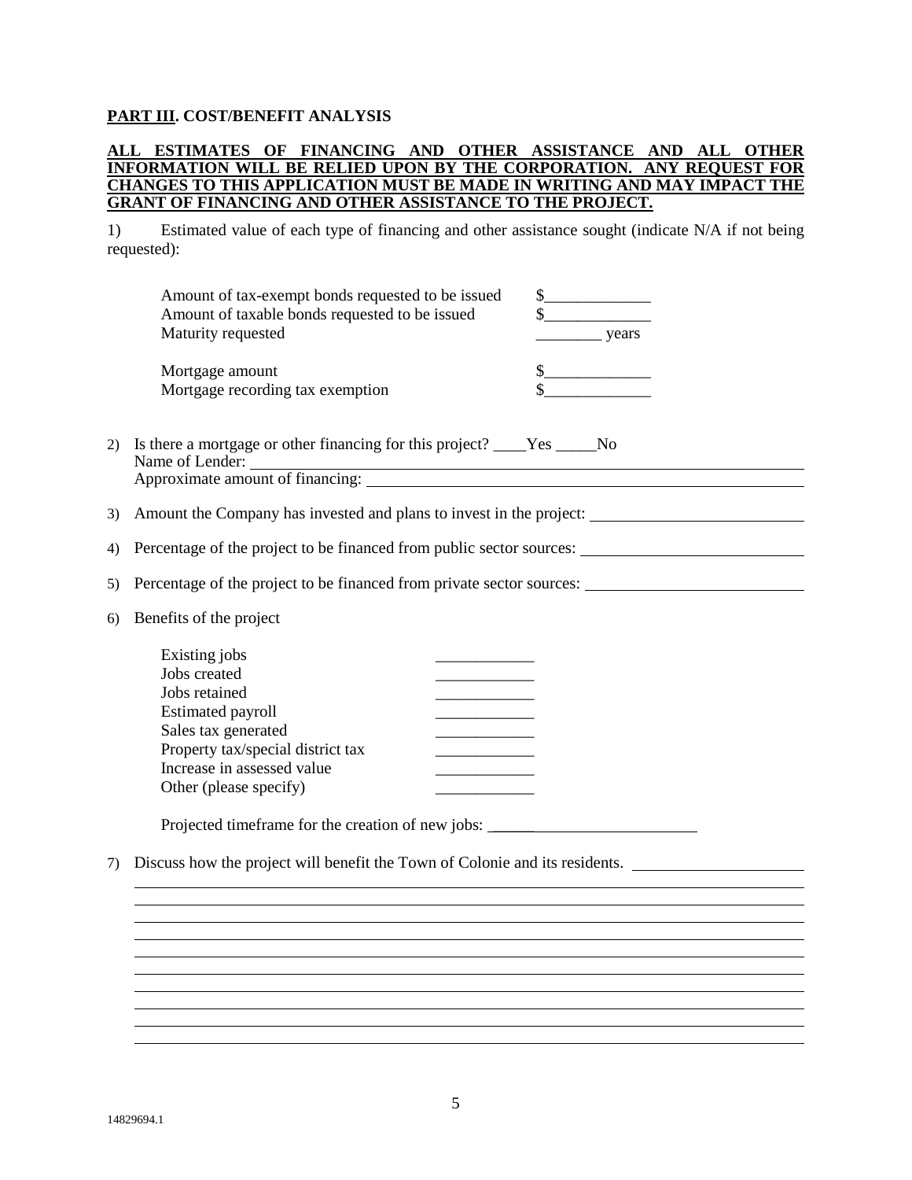**PART III. COST/BENEFIT ANALYSIS**

**ALL ESTIMATES OF FINANCING AND OTHER ASSISTANCE AND ALL OTHER INFORMATION WILL BE RELIED UPON BY THE CORPORATION. ANY REQUEST FOR CHANGES TO THIS APPLICATION MUST BE MADE IN WRITING AND MAY IMPACT THE GRANT OF FINANCING AND OTHER ASSISTANCE TO THE PROJECT.**

1) Estimated value of each type of financing and other assistance sought (indicate N/A if not being requested):

| | |
|---|---|
| Amount of tax-exempt bonds requested to be issued | $_____________ |
| Amount of taxable bonds requested to be issued | $_____________ |
| Maturity requested | ________ years |
| Mortgage amount | $_____________ |
| Mortgage recording tax exemption | $_____________ |

2) Is there a mortgage or other financing for this project? ____Yes _____No
   Name of Lender: ______________________________
   Approximate amount of financing: ______________________________

3) Amount the Company has invested and plans to invest in the project: ______________________________

4) Percentage of the project to be financed from public sector sources: ______________________________

5) Percentage of the project to be financed from private sector sources: ______________________________

6) Benefits of the project

| | |
|---|---|
| Existing jobs | ____________ |
| Jobs created | ____________ |
| Jobs retained | ____________ |
| Estimated payroll | ____________ |
| Sales tax generated | ____________ |
| Property tax/special district tax | ____________ |
| Increase in assessed value | ____________ |
| Other (please specify) | ____________ |

   Projected timeframe for the creation of new jobs: ______________________________

7) Discuss how the project will benefit the Town of Colonie and its residents. ______________________________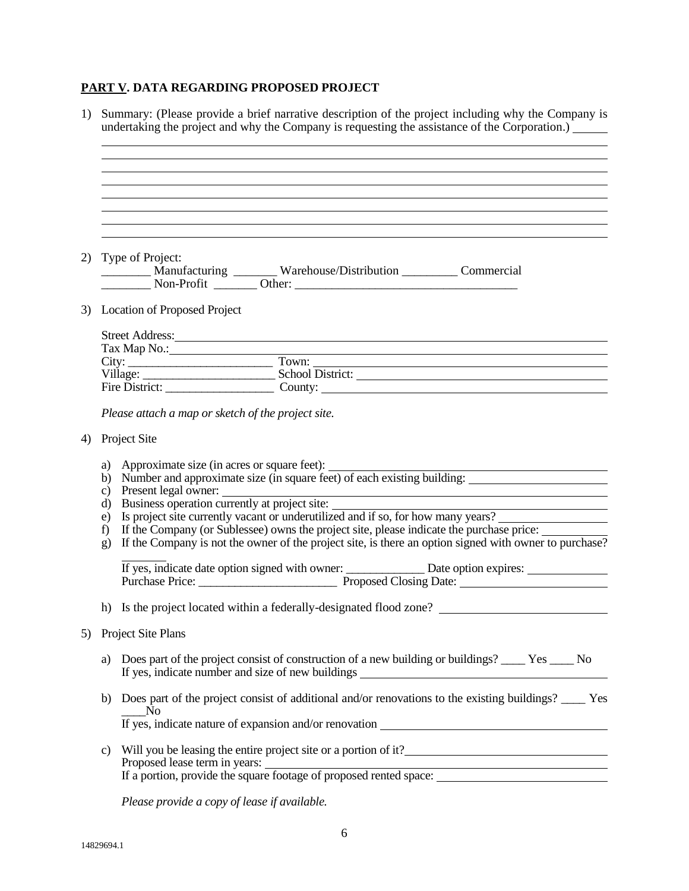**PART V. DATA REGARDING PROPOSED PROJECT**

1) Summary: (Please provide a brief narrative description of the project including why the Company is undertaking the project and why the Company is requesting the assistance of the Corporation.) ______

______________________________________________________________________________
______________________________________________________________________________
______________________________________________________________________________
______________________________________________________________________________
______________________________________________________________________________
______________________________________________________________________________
______________________________________________________________________________
______________________________________________________________________________

2) Type of Project:
________ Manufacturing _______ Warehouse/Distribution _________ Commercial
________ Non-Profit _______ Other: ____________________________________

3) Location of Proposed Project

Street Address: ______________________________________________________________
Tax Map No.: ________________________________________________________________
City: ________________________ Town: _________________________________________
Village: ______________________ School District: ______________________________
Fire District: __________________ County: ____________________________________

*Please attach a map or sketch of the project site.*

4) Project Site

a) Approximate size (in acres or square feet): ______________________________
b) Number and approximate size (in square feet) of each existing building: ____________
c) Present legal owner: ______________________________________________
d) Business operation currently at project site: ________________________________
e) Is project site currently vacant or underutilized and if so, for how many years? __________
f) If the Company (or Sublessee) owns the project site, please indicate the purchase price: ______
g) If the Company is not the owner of the project site, is there an option signed with owner to purchase? _______

If yes, indicate date option signed with owner: _____________ Date option expires: ____________
Purchase Price: _______________________ Proposed Closing Date: ______________________

h) Is the project located within a federally-designated flood zone? __________________

5) Project Site Plans

a) Does part of the project consist of construction of a new building or buildings? ____ Yes ____ No
If yes, indicate number and size of new buildings ______________________________

b) Does part of the project consist of additional and/or renovations to the existing buildings? ____ Yes ____No
If yes, indicate nature of expansion and/or renovation ______________________________

c) Will you be leasing the entire project site or a portion of it? ______________________
Proposed lease term in years: ______________________________________________
If a portion, provide the square footage of proposed rented space: ____________________

*Please provide a copy of lease if available.*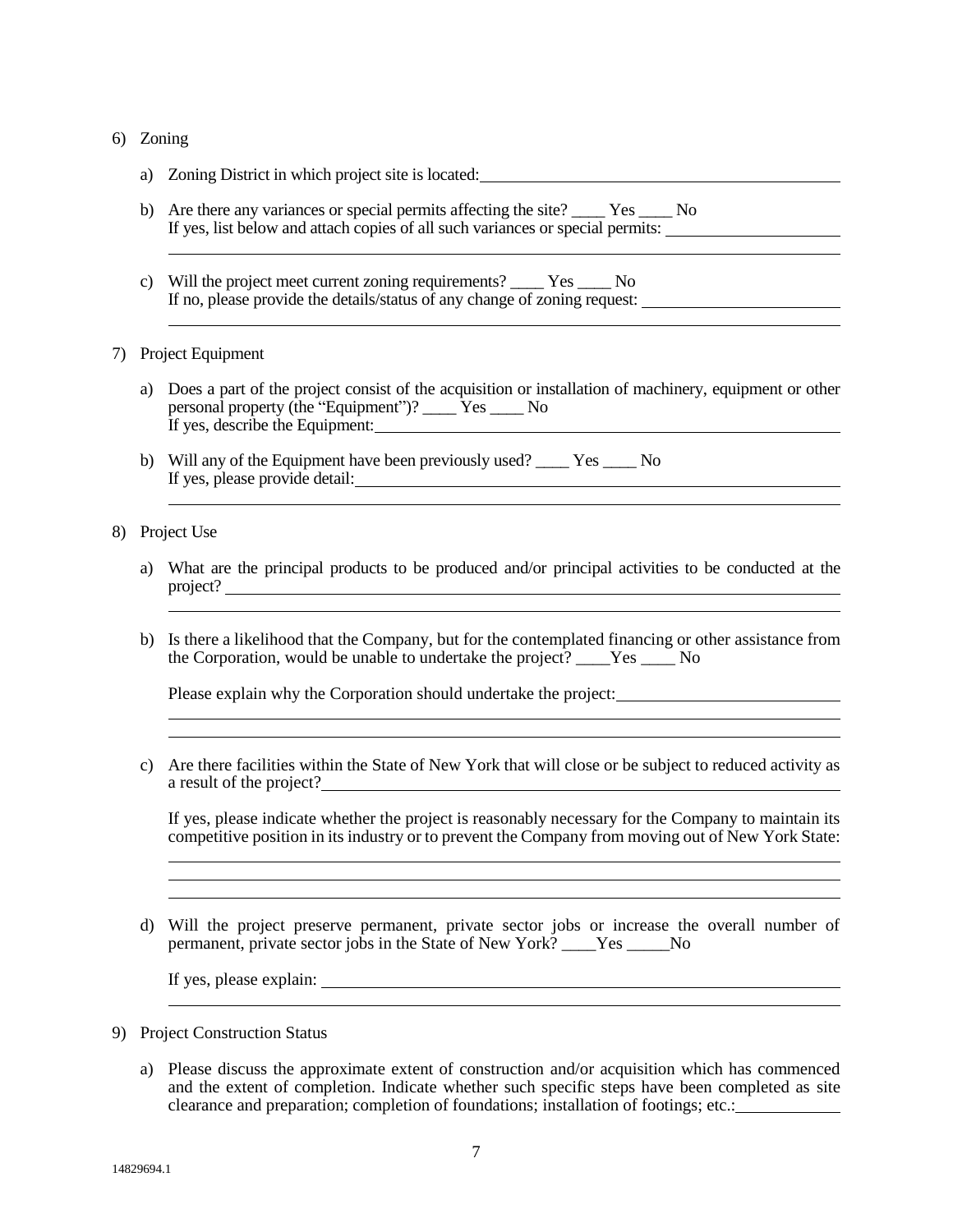6) Zoning

   a) Zoning District in which project site is located: \_\_\_\_\_\_\_\_\_\_\_\_\_\_\_\_\_\_\_\_\_\_\_\_\_\_\_\_\_\_\_\_\_\_\_\_\_\_\_\_

   b) Are there any variances or special permits affecting the site? \_\_\_\_ Yes \_\_\_\_ No
   If yes, list below and attach copies of all such variances or special permits: \_\_\_\_\_\_\_\_\_\_\_\_\_\_\_\_\_\_\_\_
   \_\_\_\_\_\_\_\_\_\_\_\_\_\_\_\_\_\_\_\_\_\_\_\_\_\_\_\_\_\_\_\_\_\_\_\_\_\_\_\_\_\_\_\_\_\_\_\_\_\_\_\_\_\_\_\_\_\_\_\_\_\_\_\_\_\_\_\_\_\_\_\_\_\_\_\_\_\_\_\_

   c) Will the project meet current zoning requirements? \_\_\_\_ Yes \_\_\_\_ No
   If no, please provide the details/status of any change of zoning request: \_\_\_\_\_\_\_\_\_\_\_\_\_\_\_\_\_\_\_\_\_\_\_
   \_\_\_\_\_\_\_\_\_\_\_\_\_\_\_\_\_\_\_\_\_\_\_\_\_\_\_\_\_\_\_\_\_\_\_\_\_\_\_\_\_\_\_\_\_\_\_\_\_\_\_\_\_\_\_\_\_\_\_\_\_\_\_\_\_\_\_\_\_\_\_\_\_\_\_\_\_\_\_\_

7) Project Equipment

   a) Does a part of the project consist of the acquisition or installation of machinery, equipment or other personal property (the "Equipment")? \_\_\_\_ Yes \_\_\_\_ No
   If yes, describe the Equipment: \_\_\_\_\_\_\_\_\_\_\_\_\_\_\_\_\_\_\_\_\_\_\_\_\_\_\_\_\_\_\_\_\_\_\_\_\_\_\_\_\_\_\_\_\_\_\_\_\_\_\_\_\_\_\_

   b) Will any of the Equipment have been previously used? \_\_\_\_ Yes \_\_\_\_ No
   If yes, please provide detail: \_\_\_\_\_\_\_\_\_\_\_\_\_\_\_\_\_\_\_\_\_\_\_\_\_\_\_\_\_\_\_\_\_\_\_\_\_\_\_\_\_\_\_\_\_\_\_\_\_\_\_\_\_\_\_\_\_\_
   \_\_\_\_\_\_\_\_\_\_\_\_\_\_\_\_\_\_\_\_\_\_\_\_\_\_\_\_\_\_\_\_\_\_\_\_\_\_\_\_\_\_\_\_\_\_\_\_\_\_\_\_\_\_\_\_\_\_\_\_\_\_\_\_\_\_\_\_\_\_\_\_\_\_\_\_\_\_\_\_

8) Project Use

   a) What are the principal products to be produced and/or principal activities to be conducted at the project? \_\_\_\_\_\_\_\_\_\_\_\_\_\_\_\_\_\_\_\_\_\_\_\_\_\_\_\_\_\_\_\_\_\_\_\_\_\_\_\_\_\_\_\_\_\_\_\_\_\_\_\_\_\_\_\_\_\_\_\_\_\_\_\_\_\_\_\_\_\_\_
   \_\_\_\_\_\_\_\_\_\_\_\_\_\_\_\_\_\_\_\_\_\_\_\_\_\_\_\_\_\_\_\_\_\_\_\_\_\_\_\_\_\_\_\_\_\_\_\_\_\_\_\_\_\_\_\_\_\_\_\_\_\_\_\_\_\_\_\_\_\_\_\_\_\_\_\_\_\_\_\_

   b) Is there a likelihood that the Company, but for the contemplated financing or other assistance from the Corporation, would be unable to undertake the project? \_\_\_\_Yes \_\_\_\_ No

   Please explain why the Corporation should undertake the project: \_\_\_\_\_\_\_\_\_\_\_\_\_\_\_\_\_\_\_\_\_\_\_\_\_\_\_
   \_\_\_\_\_\_\_\_\_\_\_\_\_\_\_\_\_\_\_\_\_\_\_\_\_\_\_\_\_\_\_\_\_\_\_\_\_\_\_\_\_\_\_\_\_\_\_\_\_\_\_\_\_\_\_\_\_\_\_\_\_\_\_\_\_\_\_\_\_\_\_\_\_\_\_\_\_\_\_\_
   \_\_\_\_\_\_\_\_\_\_\_\_\_\_\_\_\_\_\_\_\_\_\_\_\_\_\_\_\_\_\_\_\_\_\_\_\_\_\_\_\_\_\_\_\_\_\_\_\_\_\_\_\_\_\_\_\_\_\_\_\_\_\_\_\_\_\_\_\_\_\_\_\_\_\_\_\_\_\_\_

   c) Are there facilities within the State of New York that will close or be subject to reduced activity as a result of the project? \_\_\_\_\_\_\_\_\_\_\_\_\_\_\_\_\_\_\_\_\_\_\_\_\_\_\_\_\_\_\_\_\_\_\_\_\_\_\_\_\_\_\_\_\_\_\_\_\_\_\_\_\_\_\_\_\_\_\_\_\_

   If yes, please indicate whether the project is reasonably necessary for the Company to maintain its competitive position in its industry or to prevent the Company from moving out of New York State:
   \_\_\_\_\_\_\_\_\_\_\_\_\_\_\_\_\_\_\_\_\_\_\_\_\_\_\_\_\_\_\_\_\_\_\_\_\_\_\_\_\_\_\_\_\_\_\_\_\_\_\_\_\_\_\_\_\_\_\_\_\_\_\_\_\_\_\_\_\_\_\_\_\_\_\_\_\_\_\_\_
   \_\_\_\_\_\_\_\_\_\_\_\_\_\_\_\_\_\_\_\_\_\_\_\_\_\_\_\_\_\_\_\_\_\_\_\_\_\_\_\_\_\_\_\_\_\_\_\_\_\_\_\_\_\_\_\_\_\_\_\_\_\_\_\_\_\_\_\_\_\_\_\_\_\_\_\_\_\_\_\_
   \_\_\_\_\_\_\_\_\_\_\_\_\_\_\_\_\_\_\_\_\_\_\_\_\_\_\_\_\_\_\_\_\_\_\_\_\_\_\_\_\_\_\_\_\_\_\_\_\_\_\_\_\_\_\_\_\_\_\_\_\_\_\_\_\_\_\_\_\_\_\_\_\_\_\_\_\_\_\_\_

   d) Will the project preserve permanent, private sector jobs or increase the overall number of permanent, private sector jobs in the State of New York? \_\_\_\_Yes \_\_\_\_\_No

   If yes, please explain: \_\_\_\_\_\_\_\_\_\_\_\_\_\_\_\_\_\_\_\_\_\_\_\_\_\_\_\_\_\_\_\_\_\_\_\_\_\_\_\_\_\_\_\_\_\_\_\_\_\_\_\_\_\_\_\_\_\_\_\_\_\_
   \_\_\_\_\_\_\_\_\_\_\_\_\_\_\_\_\_\_\_\_\_\_\_\_\_\_\_\_\_\_\_\_\_\_\_\_\_\_\_\_\_\_\_\_\_\_\_\_\_\_\_\_\_\_\_\_\_\_\_\_\_\_\_\_\_\_\_\_\_\_\_\_\_\_\_\_\_\_\_\_

9) Project Construction Status

   a) Please discuss the approximate extent of construction and/or acquisition which has commenced and the extent of completion. Indicate whether such specific steps have been completed as site clearance and preparation; completion of foundations; installation of footings; etc.: \_\_\_\_\_\_\_\_\_\_\_\_

14829694.1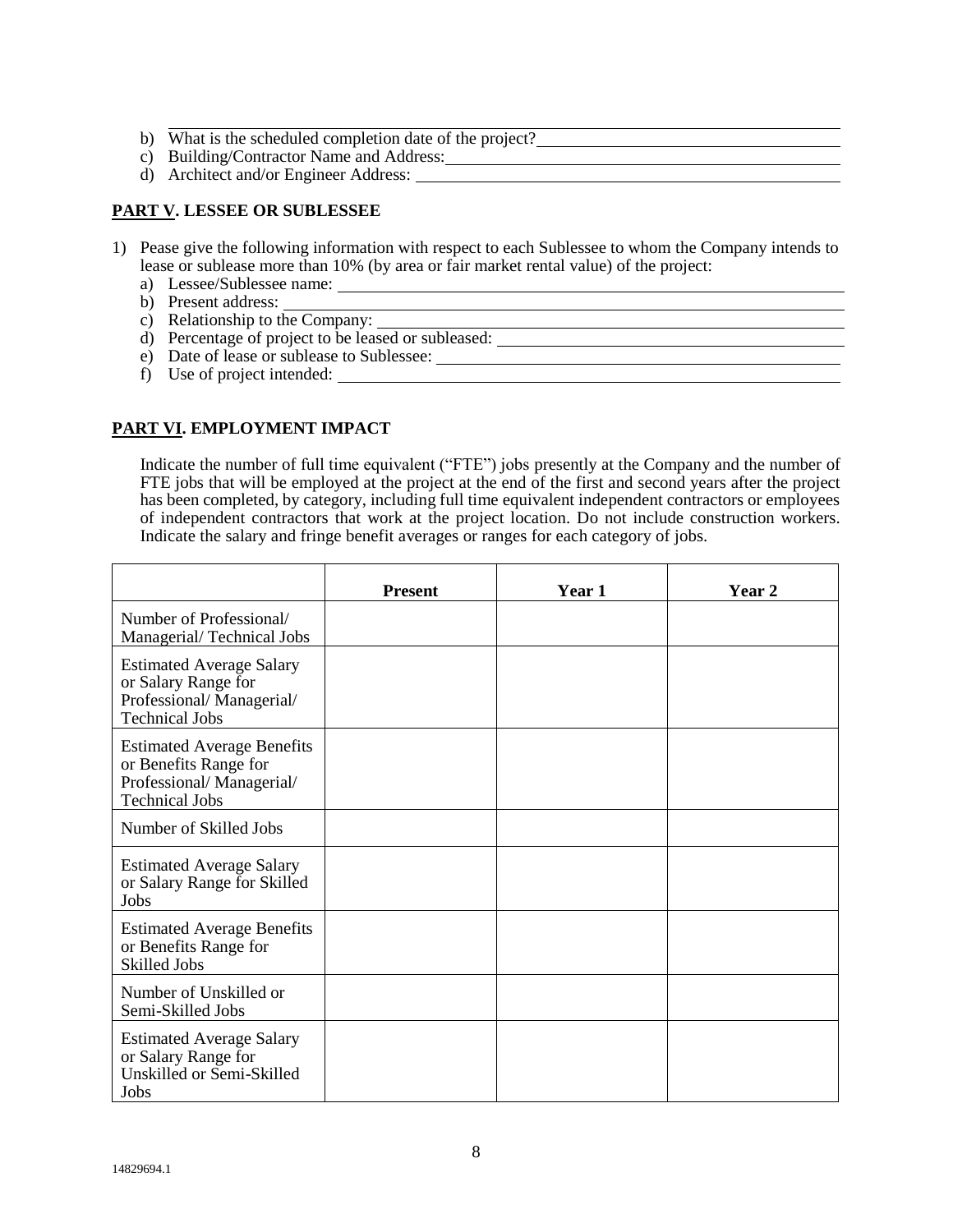b) What is the scheduled completion date of the project? \_\_\_\_\_\_\_\_\_\_\_\_\_\_\_\_\_\_\_\_\_\_\_\_\_\_\_\_\_\_
c) Building/Contractor Name and Address: \_\_\_\_\_\_\_\_\_\_\_\_\_\_\_\_\_\_\_\_\_\_\_\_\_\_\_\_\_\_\_\_\_\_\_\_\_\_\_\_
d) Architect and/or Engineer Address: \_\_\_\_\_\_\_\_\_\_\_\_\_\_\_\_\_\_\_\_\_\_\_\_\_\_\_\_\_\_\_\_\_\_\_\_\_\_\_\_\_\_\_\_

## PART V. LESSEE OR SUBLESSEE

1) Pease give the following information with respect to each Sublessee to whom the Company intends to lease or sublease more than 10% (by area or fair market rental value) of the project:
   a) Lessee/Sublessee name: \_\_\_\_\_\_\_\_\_\_\_\_\_\_\_\_\_\_\_\_\_\_\_\_\_\_\_\_\_\_\_\_\_\_\_\_\_\_\_\_\_\_\_\_\_\_\_\_
   b) Present address: \_\_\_\_\_\_\_\_\_\_\_\_\_\_\_\_\_\_\_\_\_\_\_\_\_\_\_\_\_\_\_\_\_\_\_\_\_\_\_\_\_\_\_\_\_\_\_\_\_\_\_\_\_\_
   c) Relationship to the Company: \_\_\_\_\_\_\_\_\_\_\_\_\_\_\_\_\_\_\_\_\_\_\_\_\_\_\_\_\_\_\_\_\_\_\_\_\_\_\_\_\_\_\_\_
   d) Percentage of project to be leased or subleased: \_\_\_\_\_\_\_\_\_\_\_\_\_\_\_\_\_\_\_\_\_\_\_\_\_\_\_\_\_\_
   e) Date of lease or sublease to Sublessee: \_\_\_\_\_\_\_\_\_\_\_\_\_\_\_\_\_\_\_\_\_\_\_\_\_\_\_\_\_\_\_\_\_\_\_\_\_
   f) Use of project intended: \_\_\_\_\_\_\_\_\_\_\_\_\_\_\_\_\_\_\_\_\_\_\_\_\_\_\_\_\_\_\_\_\_\_\_\_\_\_\_\_\_\_\_\_\_\_\_\_

## PART VI. EMPLOYMENT IMPACT

Indicate the number of full time equivalent ("FTE") jobs presently at the Company and the number of FTE jobs that will be employed at the project at the end of the first and second years after the project has been completed, by category, including full time equivalent independent contractors or employees of independent contractors that work at the project location. Do not include construction workers. Indicate the salary and fringe benefit averages or ranges for each category of jobs.

| | Present | Year 1 | Year 2 |
|---|---|---|---|
| Number of Professional/ Managerial/ Technical Jobs | | | |
| Estimated Average Salary or Salary Range for Professional/ Managerial/ Technical Jobs | | | |
| Estimated Average Benefits or Benefits Range for Professional/ Managerial/ Technical Jobs | | | |
| Number of Skilled Jobs | | | |
| Estimated Average Salary or Salary Range for Skilled Jobs | | | |
| Estimated Average Benefits or Benefits Range for Skilled Jobs | | | |
| Number of Unskilled or Semi-Skilled Jobs | | | |
| Estimated Average Salary or Salary Range for Unskilled or Semi-Skilled Jobs | | | |

14829694.1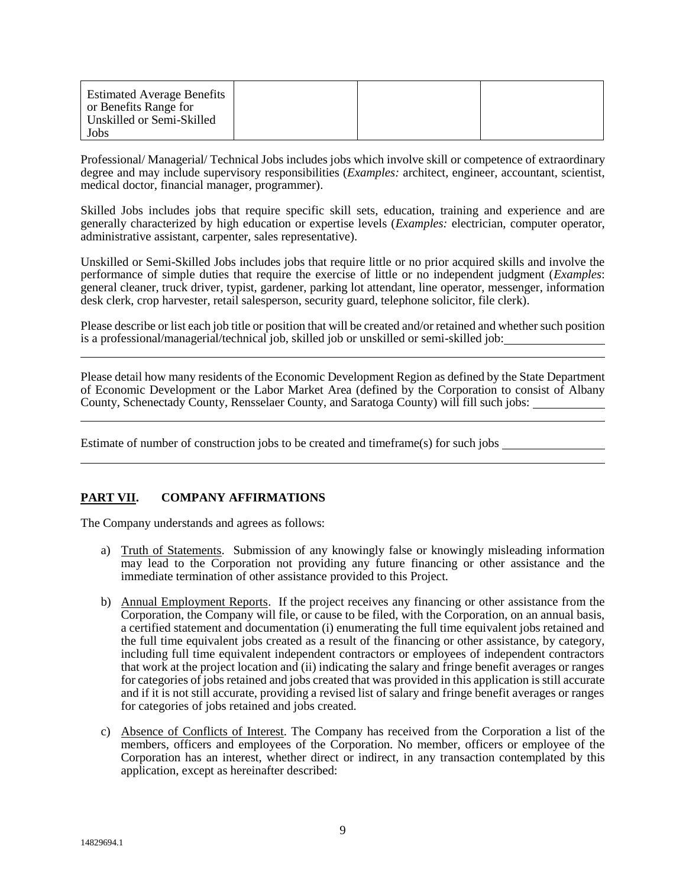| Estimated Average Benefits or Benefits Range for Unskilled or Semi-Skilled Jobs | | | |
|---|---|---|---|

Professional/ Managerial/ Technical Jobs includes jobs which involve skill or competence of extraordinary degree and may include supervisory responsibilities (*Examples:* architect, engineer, accountant, scientist, medical doctor, financial manager, programmer).

Skilled Jobs includes jobs that require specific skill sets, education, training and experience and are generally characterized by high education or expertise levels (*Examples:* electrician, computer operator, administrative assistant, carpenter, sales representative).

Unskilled or Semi-Skilled Jobs includes jobs that require little or no prior acquired skills and involve the performance of simple duties that require the exercise of little or no independent judgment (*Examples*: general cleaner, truck driver, typist, gardener, parking lot attendant, line operator, messenger, information desk clerk, crop harvester, retail salesperson, security guard, telephone solicitor, file clerk).

Please describe or list each job title or position that will be created and/or retained and whether such position is a professional/managerial/technical job, skilled job or unskilled or semi-skilled job:\_\_\_\_\_\_\_\_\_\_\_\_\_\_\_\_

\_\_\_\_\_\_\_\_\_\_\_\_\_\_\_\_\_\_\_\_\_\_\_\_\_\_\_\_\_\_\_\_\_\_\_\_\_\_\_\_\_\_\_\_\_\_\_\_\_\_\_\_\_\_\_\_\_\_\_\_\_\_\_\_\_\_\_\_\_\_\_\_\_\_

Please detail how many residents of the Economic Development Region as defined by the State Department of Economic Development or the Labor Market Area (defined by the Corporation to consist of Albany County, Schenectady County, Rensselaer County, and Saratoga County) will fill such jobs: \_\_\_\_\_\_\_\_\_\_\_\_

\_\_\_\_\_\_\_\_\_\_\_\_\_\_\_\_\_\_\_\_\_\_\_\_\_\_\_\_\_\_\_\_\_\_\_\_\_\_\_\_\_\_\_\_\_\_\_\_\_\_\_\_\_\_\_\_\_\_\_\_\_\_\_\_\_\_\_\_\_\_\_\_\_\_

Estimate of number of construction jobs to be created and timeframe(s) for such jobs \_\_\_\_\_\_\_\_\_\_\_\_\_\_\_\_\_

\_\_\_\_\_\_\_\_\_\_\_\_\_\_\_\_\_\_\_\_\_\_\_\_\_\_\_\_\_\_\_\_\_\_\_\_\_\_\_\_\_\_\_\_\_\_\_\_\_\_\_\_\_\_\_\_\_\_\_\_\_\_\_\_\_\_\_\_\_\_\_\_\_\_

## PART VII. COMPANY AFFIRMATIONS

The Company understands and agrees as follows:

a) Truth of Statements. Submission of any knowingly false or knowingly misleading information may lead to the Corporation not providing any future financing or other assistance and the immediate termination of other assistance provided to this Project.

b) Annual Employment Reports. If the project receives any financing or other assistance from the Corporation, the Company will file, or cause to be filed, with the Corporation, on an annual basis, a certified statement and documentation (i) enumerating the full time equivalent jobs retained and the full time equivalent jobs created as a result of the financing or other assistance, by category, including full time equivalent independent contractors or employees of independent contractors that work at the project location and (ii) indicating the salary and fringe benefit averages or ranges for categories of jobs retained and jobs created that was provided in this application is still accurate and if it is not still accurate, providing a revised list of salary and fringe benefit averages or ranges for categories of jobs retained and jobs created.

c) Absence of Conflicts of Interest. The Company has received from the Corporation a list of the members, officers and employees of the Corporation. No member, officers or employee of the Corporation has an interest, whether direct or indirect, in any transaction contemplated by this application, except as hereinafter described: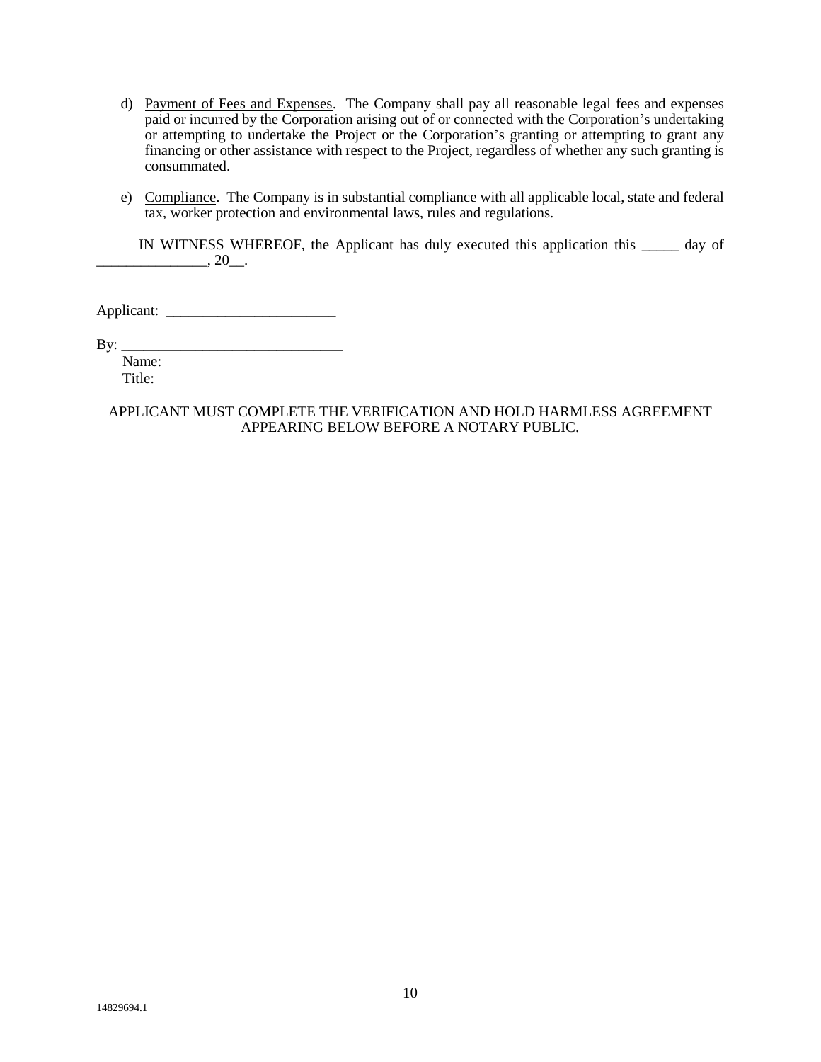d) <u>Payment of Fees and Expenses</u>. The Company shall pay all reasonable legal fees and expenses paid or incurred by the Corporation arising out of or connected with the Corporation's undertaking or attempting to undertake the Project or the Corporation's granting or attempting to grant any financing or other assistance with respect to the Project, regardless of whether any such granting is consummated.

e) <u>Compliance</u>. The Company is in substantial compliance with all applicable local, state and federal tax, worker protection and environmental laws, rules and regulations.

IN WITNESS WHEREOF, the Applicant has duly executed this application this _____ day of _______________, 20__.

Applicant: _______________________

By: ______________________________
Name:
Title:

APPLICANT MUST COMPLETE THE VERIFICATION AND HOLD HARMLESS AGREEMENT APPEARING BELOW BEFORE A NOTARY PUBLIC.

14829694.1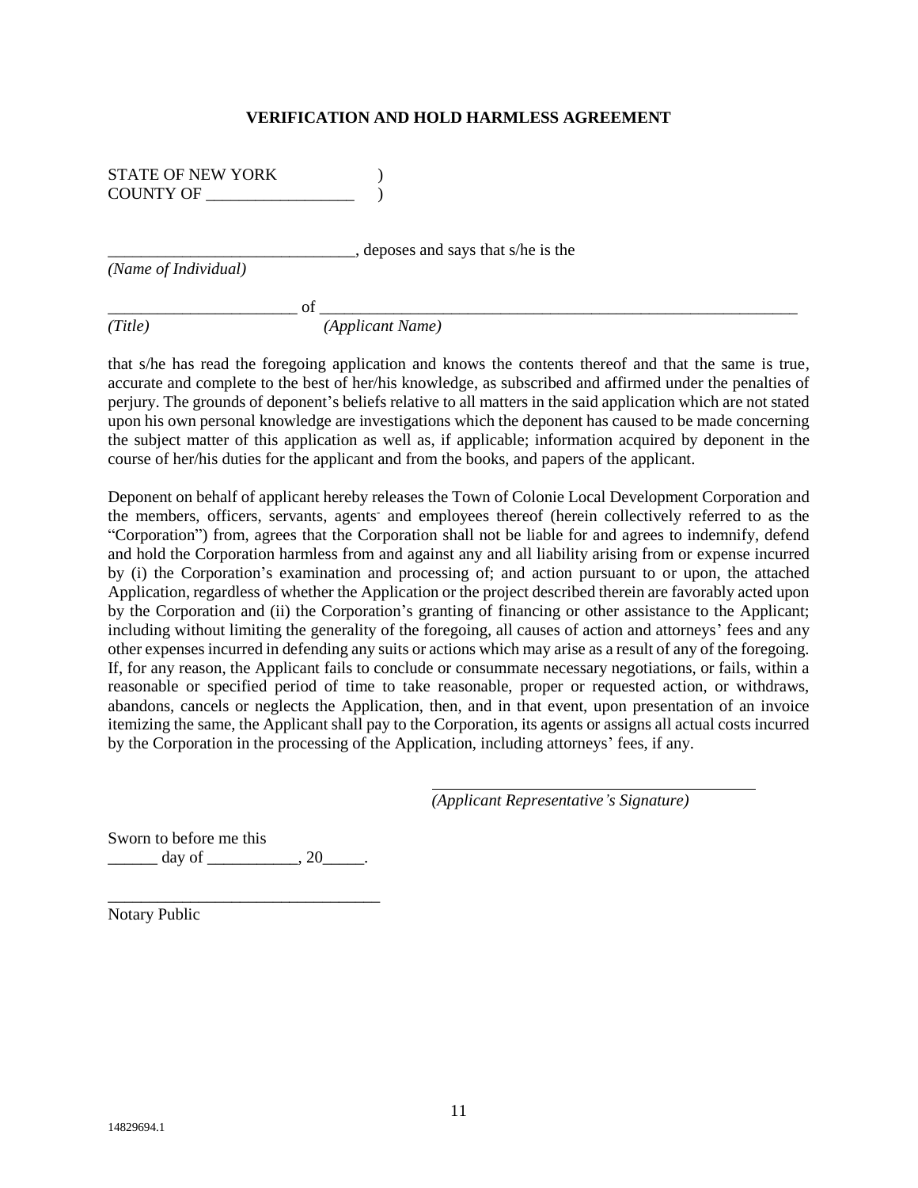**VERIFICATION AND HOLD HARMLESS AGREEMENT**

STATE OF NEW YORK )
COUNTY OF __________________ )

______________________________, deposes and says that s/he is the
*(Name of Individual)*

_______________________ of ______________________________________________________________
*(Title)* *(Applicant Name)*

that s/he has read the foregoing application and knows the contents thereof and that the same is true, accurate and complete to the best of her/his knowledge, as subscribed and affirmed under the penalties of perjury. The grounds of deponent's beliefs relative to all matters in the said application which are not stated upon his own personal knowledge are investigations which the deponent has caused to be made concerning the subject matter of this application as well as, if applicable; information acquired by deponent in the course of her/his duties for the applicant and from the books, and papers of the applicant.

Deponent on behalf of applicant hereby releases the Town of Colonie Local Development Corporation and the members, officers, servants, agents and employees thereof (herein collectively referred to as the "Corporation") from, agrees that the Corporation shall not be liable for and agrees to indemnify, defend and hold the Corporation harmless from and against any and all liability arising from or expense incurred by (i) the Corporation's examination and processing of; and action pursuant to or upon, the attached Application, regardless of whether the Application or the project described therein are favorably acted upon by the Corporation and (ii) the Corporation's granting of financing or other assistance to the Applicant; including without limiting the generality of the foregoing, all causes of action and attorneys' fees and any other expenses incurred in defending any suits or actions which may arise as a result of any of the foregoing. If, for any reason, the Applicant fails to conclude or consummate necessary negotiations, or fails, within a reasonable or specified period of time to take reasonable, proper or requested action, or withdraws, abandons, cancels or neglects the Application, then, and in that event, upon presentation of an invoice itemizing the same, the Applicant shall pay to the Corporation, its agents or assigns all actual costs incurred by the Corporation in the processing of the Application, including attorneys' fees, if any.

_________________________________________
*(Applicant Representative's Signature)*

Sworn to before me this
______ day of ___________, 20_____.

_________________________________
Notary Public

14829694.1